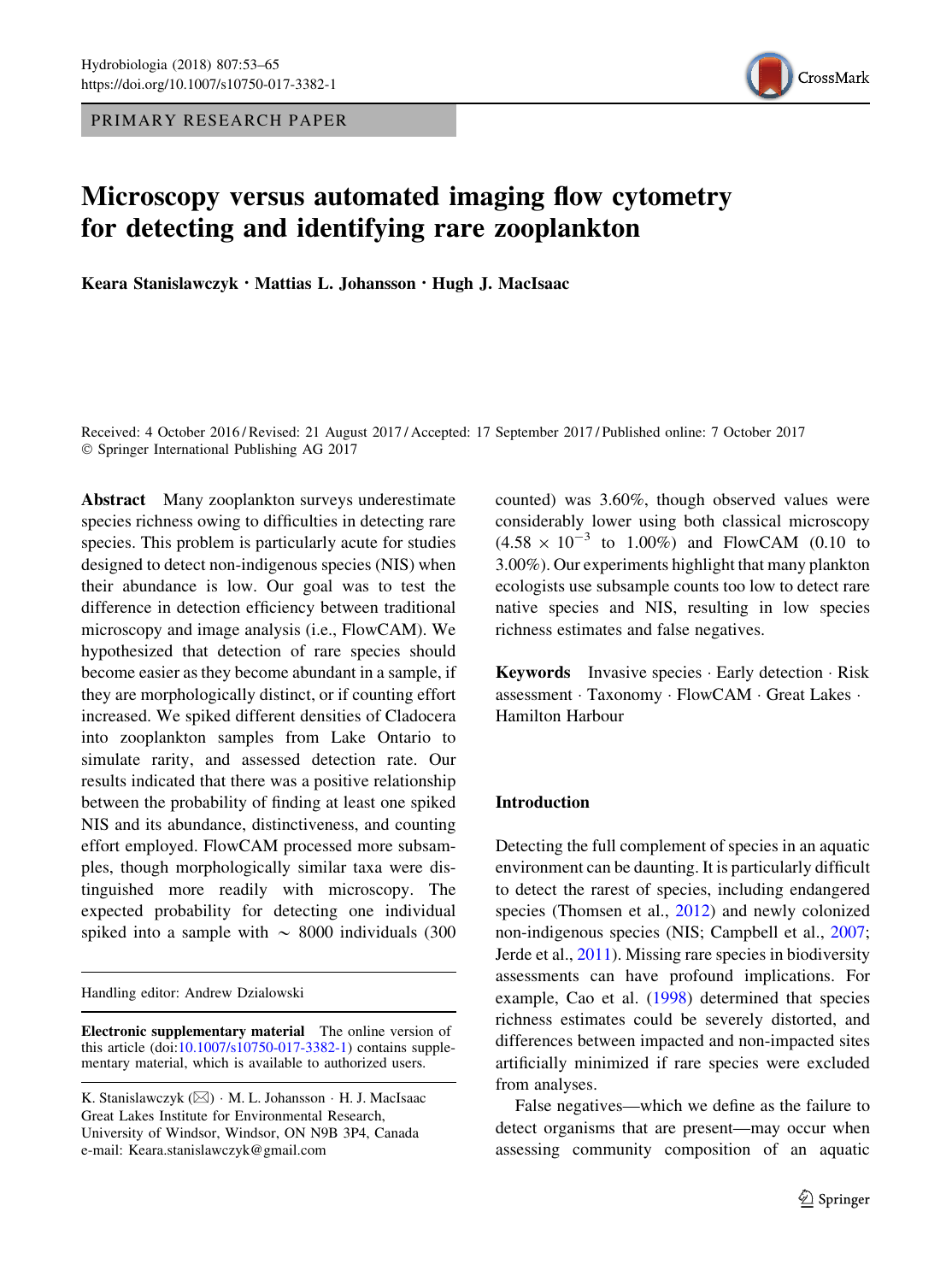PRIMARY RESEARCH PAPER

# Microscopy versus automated imaging flow cytometry for detecting and identifying rare zooplankton

**Keara Stanislawczyk · Mattias L. Johansson · Hugh J. MacIsaac**

Received: 4 October 2016 / Revised: 21 August 2017 / Accepted: 17 September 2017 / Published online: 7 October 2017
© Springer International Publishing AG 2017

**Abstract** Many zooplankton surveys underestimate species richness owing to difficulties in detecting rare species. This problem is particularly acute for studies designed to detect non-indigenous species (NIS) when their abundance is low. Our goal was to test the difference in detection efficiency between traditional microscopy and image analysis (i.e., FlowCAM). We hypothesized that detection of rare species should become easier as they become abundant in a sample, if they are morphologically distinct, or if counting effort increased. We spiked different densities of Cladocera into zooplankton samples from Lake Ontario to simulate rarity, and assessed detection rate. Our results indicated that there was a positive relationship between the probability of finding at least one spiked NIS and its abundance, distinctiveness, and counting effort employed. FlowCAM processed more subsamples, though morphologically similar taxa were distinguished more readily with microscopy. The expected probability for detecting one individual spiked into a sample with $\sim$ 8000 individuals (300 counted) was 3.60%, though observed values were considerably lower using both classical microscopy ($4.58 \times 10^{-3}$ to 1.00%) and FlowCAM (0.10 to 3.00%). Our experiments highlight that many plankton ecologists use subsample counts too low to detect rare native species and NIS, resulting in low species richness estimates and false negatives.

**Keywords** Invasive species · Early detection · Risk assessment · Taxonomy · FlowCAM · Great Lakes · Hamilton Harbour

Handling editor: Andrew Dzialowski

**Electronic supplementary material** The online version of this article (doi:10.1007/s10750-017-3382-1) contains supplementary material, which is available to authorized users.

K. Stanislawczyk (✉) · M. L. Johansson · H. J. MacIsaac
Great Lakes Institute for Environmental Research, University of Windsor, Windsor, ON N9B 3P4, Canada
e-mail: Keara.stanislawczyk@gmail.com

## Introduction

Detecting the full complement of species in an aquatic environment can be daunting. It is particularly difficult to detect the rarest of species, including endangered species (Thomsen et al., 2012) and newly colonized non-indigenous species (NIS; Campbell et al., 2007; Jerde et al., 2011). Missing rare species in biodiversity assessments can have profound implications. For example, Cao et al. (1998) determined that species richness estimates could be severely distorted, and differences between impacted and non-impacted sites artificially minimized if rare species were excluded from analyses.

False negatives—which we define as the failure to detect organisms that are present—may occur when assessing community composition of an aquatic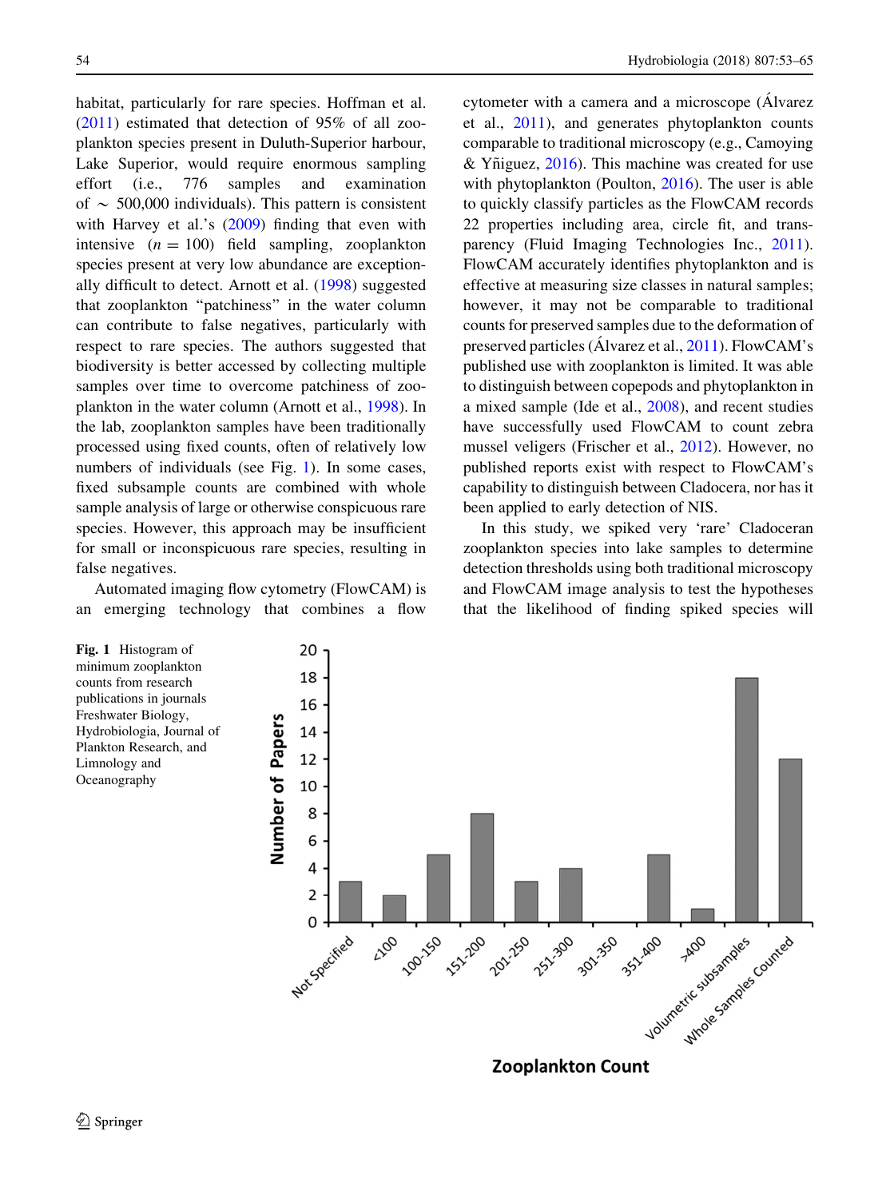habitat, particularly for rare species. Hoffman et al. (2011) estimated that detection of 95% of all zooplankton species present in Duluth-Superior harbour, Lake Superior, would require enormous sampling effort (i.e., 776 samples and examination of ~ 500,000 individuals). This pattern is consistent with Harvey et al.'s (2009) finding that even with intensive ($n = 100$) field sampling, zooplankton species present at very low abundance are exceptionally difficult to detect. Arnott et al. (1998) suggested that zooplankton "patchiness" in the water column can contribute to false negatives, particularly with respect to rare species. The authors suggested that biodiversity is better accessed by collecting multiple samples over time to overcome patchiness of zooplankton in the water column (Arnott et al., 1998). In the lab, zooplankton samples have been traditionally processed using fixed counts, often of relatively low numbers of individuals (see Fig. 1). In some cases, fixed subsample counts are combined with whole sample analysis of large or otherwise conspicuous rare species. However, this approach may be insufficient for small or inconspicuous rare species, resulting in false negatives.

Automated imaging flow cytometry (FlowCAM) is an emerging technology that combines a flow cytometer with a camera and a microscope (Álvarez et al., 2011), and generates phytoplankton counts comparable to traditional microscopy (e.g., Camoying & Yñiguez, 2016). This machine was created for use with phytoplankton (Poulton, 2016). The user is able to quickly classify particles as the FlowCAM records 22 properties including area, circle fit, and transparency (Fluid Imaging Technologies Inc., 2011). FlowCAM accurately identifies phytoplankton and is effective at measuring size classes in natural samples; however, it may not be comparable to traditional counts for preserved samples due to the deformation of preserved particles (Álvarez et al., 2011). FlowCAM's published use with zooplankton is limited. It was able to distinguish between copepods and phytoplankton in a mixed sample (Ide et al., 2008), and recent studies have successfully used FlowCAM to count zebra mussel veligers (Frischer et al., 2012). However, no published reports exist with respect to FlowCAM's capability to distinguish between Cladocera, nor has it been applied to early detection of NIS.

In this study, we spiked very 'rare' Cladoceran zooplankton species into lake samples to determine detection thresholds using both traditional microscopy and FlowCAM image analysis to test the hypotheses that the likelihood of finding spiked species will

| Zooplankton Count | Number of Papers |
|---|---|
| Not Specified | 3 |
| <100 | 2 |
| 100-150 | 5 |
| 151-200 | 8 |
| 201-250 | 3 |
| 251-300 | 4 |
| 301-350 | 0 |
| 351-400 | 5 |
| >400 | 1 |
| Volumetric subsamples | 18 |
| Whole Samples Counted | 12 |

**Fig. 1** Histogram of minimum zooplankton counts from research publications in journals Freshwater Biology, Hydrobiologia, Journal of Plankton Research, and Limnology and Oceanography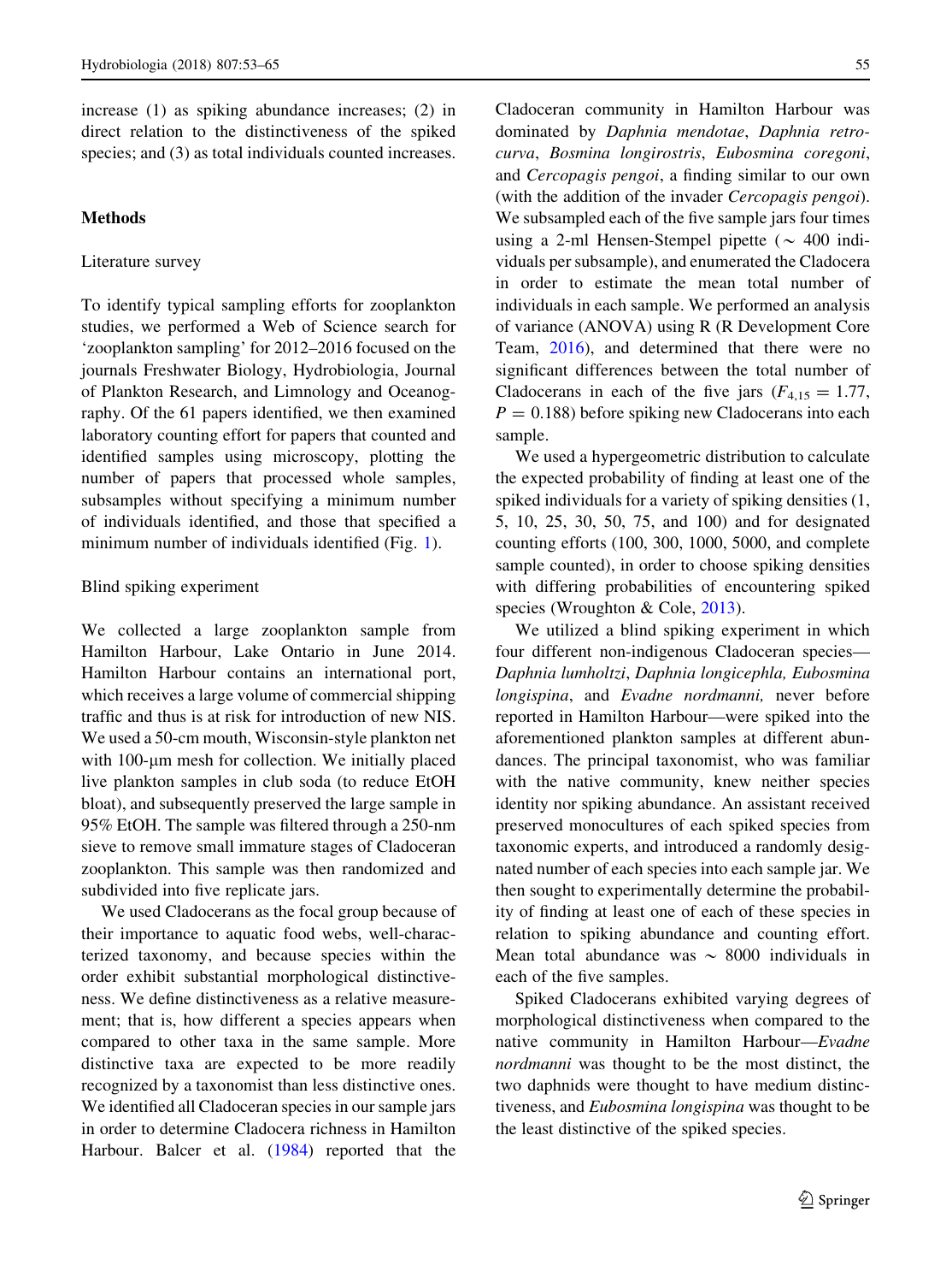increase (1) as spiking abundance increases; (2) in direct relation to the distinctiveness of the spiked species; and (3) as total individuals counted increases.

## Methods

### Literature survey

To identify typical sampling efforts for zooplankton studies, we performed a Web of Science search for 'zooplankton sampling' for 2012–2016 focused on the journals Freshwater Biology, Hydrobiologia, Journal of Plankton Research, and Limnology and Oceanography. Of the 61 papers identified, we then examined laboratory counting effort for papers that counted and identified samples using microscopy, plotting the number of papers that processed whole samples, subsamples without specifying a minimum number of individuals identified, and those that specified a minimum number of individuals identified (Fig. 1).

### Blind spiking experiment

We collected a large zooplankton sample from Hamilton Harbour, Lake Ontario in June 2014. Hamilton Harbour contains an international port, which receives a large volume of commercial shipping traffic and thus is at risk for introduction of new NIS. We used a 50-cm mouth, Wisconsin-style plankton net with 100-μm mesh for collection. We initially placed live plankton samples in club soda (to reduce EtOH bloat), and subsequently preserved the large sample in 95% EtOH. The sample was filtered through a 250-nm sieve to remove small immature stages of Cladoceran zooplankton. This sample was then randomized and subdivided into five replicate jars.

We used Cladocerans as the focal group because of their importance to aquatic food webs, well-characterized taxonomy, and because species within the order exhibit substantial morphological distinctiveness. We define distinctiveness as a relative measurement; that is, how different a species appears when compared to other taxa in the same sample. More distinctive taxa are expected to be more readily recognized by a taxonomist than less distinctive ones. We identified all Cladoceran species in our sample jars in order to determine Cladocera richness in Hamilton Harbour. Balcer et al. (1984) reported that the Cladoceran community in Hamilton Harbour was dominated by *Daphnia mendotae*, *Daphnia retrocurva*, *Bosmina longirostris*, *Eubosmina coregoni*, and *Cercopagis pengoi*, a finding similar to our own (with the addition of the invader *Cercopagis pengoi*). We subsampled each of the five sample jars four times using a 2-ml Hensen-Stempel pipette (~ 400 individuals per subsample), and enumerated the Cladocera in order to estimate the mean total number of individuals in each sample. We performed an analysis of variance (ANOVA) using R (R Development Core Team, 2016), and determined that there were no significant differences between the total number of Cladocerans in each of the five jars ($F_{4,15} = 1.77$, $P = 0.188$) before spiking new Cladocerans into each sample.

We used a hypergeometric distribution to calculate the expected probability of finding at least one of the spiked individuals for a variety of spiking densities (1, 5, 10, 25, 30, 50, 75, and 100) and for designated counting efforts (100, 300, 1000, 5000, and complete sample counted), in order to choose spiking densities with differing probabilities of encountering spiked species (Wroughton & Cole, 2013).

We utilized a blind spiking experiment in which four different non-indigenous Cladoceran species—*Daphnia lumholtzi*, *Daphnia longicephla, Eubosmina longispina*, and *Evadne nordmanni,* never before reported in Hamilton Harbour—were spiked into the aforementioned plankton samples at different abundances. The principal taxonomist, who was familiar with the native community, knew neither species identity nor spiking abundance. An assistant received preserved monocultures of each spiked species from taxonomic experts, and introduced a randomly designated number of each species into each sample jar. We then sought to experimentally determine the probability of finding at least one of each of these species in relation to spiking abundance and counting effort. Mean total abundance was ~ 8000 individuals in each of the five samples.

Spiked Cladocerans exhibited varying degrees of morphological distinctiveness when compared to the native community in Hamilton Harbour—*Evadne nordmanni* was thought to be the most distinct, the two daphnids were thought to have medium distinctiveness, and *Eubosmina longispina* was thought to be the least distinctive of the spiked species.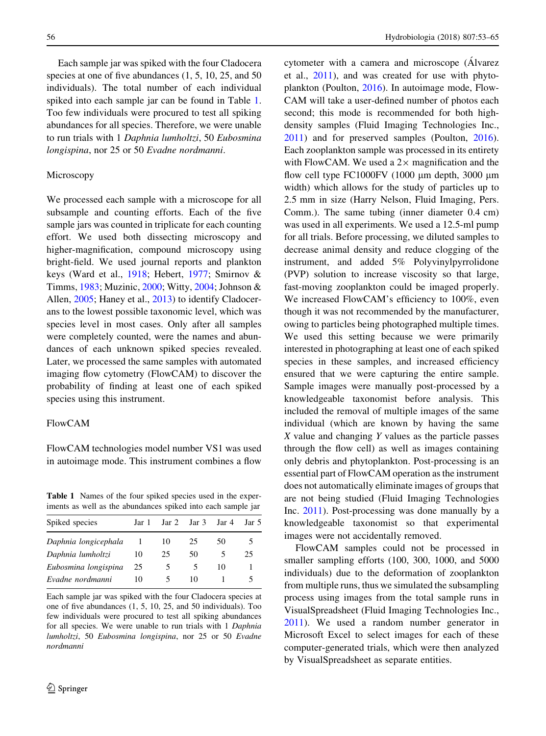Each sample jar was spiked with the four Cladocera species at one of five abundances (1, 5, 10, 25, and 50 individuals). The total number of each individual spiked into each sample jar can be found in Table 1. Too few individuals were procured to test all spiking abundances for all species. Therefore, we were unable to run trials with 1 *Daphnia lumholtzi*, 50 *Eubosmina longispina*, nor 25 or 50 *Evadne nordmanni*.

## Microscopy

We processed each sample with a microscope for all subsample and counting efforts. Each of the five sample jars was counted in triplicate for each counting effort. We used both dissecting microscopy and higher-magnification, compound microscopy using bright-field. We used journal reports and plankton keys (Ward et al., 1918; Hebert, 1977; Smirnov & Timms, 1983; Muzinic, 2000; Witty, 2004; Johnson & Allen, 2005; Haney et al., 2013) to identify Cladocerans to the lowest possible taxonomic level, which was species level in most cases. Only after all samples were completely counted, were the names and abundances of each unknown spiked species revealed. Later, we processed the same samples with automated imaging flow cytometry (FlowCAM) to discover the probability of finding at least one of each spiked species using this instrument.

## FlowCAM

FlowCAM technologies model number VS1 was used in autoimage mode. This instrument combines a flow cytometer with a camera and microscope (Álvarez et al., 2011), and was created for use with phytoplankton (Poulton, 2016). In autoimage mode, FlowCAM will take a user-defined number of photos each second; this mode is recommended for both high-density samples (Fluid Imaging Technologies Inc., 2011) and for preserved samples (Poulton, 2016). Each zooplankton sample was processed in its entirety with FlowCAM. We used a 2× magnification and the flow cell type FC1000FV (1000 μm depth, 3000 μm width) which allows for the study of particles up to 2.5 mm in size (Harry Nelson, Fluid Imaging, Pers. Comm.). The same tubing (inner diameter 0.4 cm) was used in all experiments. We used a 12.5-ml pump for all trials. Before processing, we diluted samples to decrease animal density and reduce clogging of the instrument, and added 5% Polyvinylpyrrolidone (PVP) solution to increase viscosity so that large, fast-moving zooplankton could be imaged properly. We increased FlowCAM's efficiency to 100%, even though it was not recommended by the manufacturer, owing to particles being photographed multiple times. We used this setting because we were primarily interested in photographing at least one of each spiked species in these samples, and increased efficiency ensured that we were capturing the entire sample. Sample images were manually post-processed by a knowledgeable taxonomist before analysis. This included the removal of multiple images of the same individual (which are known by having the same *X* value and changing *Y* values as the particle passes through the flow cell) as well as images containing only debris and phytoplankton. Post-processing is an essential part of FlowCAM operation as the instrument does not automatically eliminate images of groups that are not being studied (Fluid Imaging Technologies Inc. 2011). Post-processing was done manually by a knowledgeable taxonomist so that experimental images were not accidentally removed.

FlowCAM samples could not be processed in smaller sampling efforts (100, 300, 1000, and 5000 individuals) due to the deformation of zooplankton from multiple runs, thus we simulated the subsampling process using images from the total sample runs in VisualSpreadsheet (Fluid Imaging Technologies Inc., 2011). We used a random number generator in Microsoft Excel to select images for each of these computer-generated trials, which were then analyzed by VisualSpreadsheet as separate entities.

**Table 1** Names of the four spiked species used in the experiments as well as the abundances spiked into each sample jar

| Spiked species | Jar 1 | Jar 2 | Jar 3 | Jar 4 | Jar 5 |
|---|---|---|---|---|---|
| *Daphnia longicephala* | 1 | 10 | 25 | 50 | 5 |
| *Daphnia lumholtzi* | 10 | 25 | 50 | 5 | 25 |
| *Eubosmina longispina* | 25 | 5 | 5 | 10 | 1 |
| *Evadne nordmanni* | 10 | 5 | 10 | 1 | 5 |

Each sample jar was spiked with the four Cladocera species at one of five abundances (1, 5, 10, 25, and 50 individuals). Too few individuals were procured to test all spiking abundances for all species. We were unable to run trials with 1 *Daphnia lumholtzi*, 50 *Eubosmina longispina*, nor 25 or 50 *Evadne nordmanni*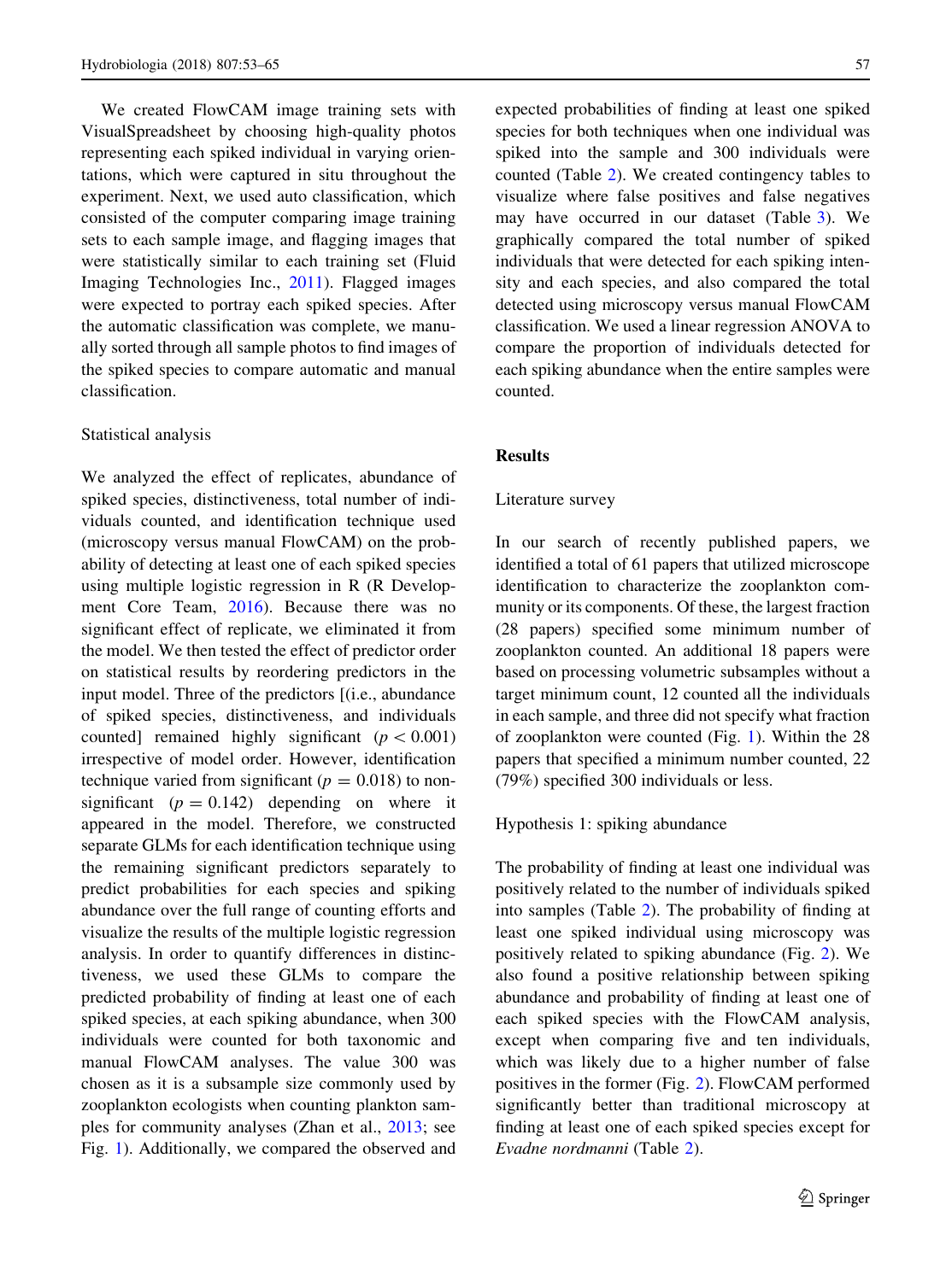We created FlowCAM image training sets with VisualSpreadsheet by choosing high-quality photos representing each spiked individual in varying orientations, which were captured in situ throughout the experiment. Next, we used auto classification, which consisted of the computer comparing image training sets to each sample image, and flagging images that were statistically similar to each training set (Fluid Imaging Technologies Inc., 2011). Flagged images were expected to portray each spiked species. After the automatic classification was complete, we manually sorted through all sample photos to find images of the spiked species to compare automatic and manual classification.

### Statistical analysis

We analyzed the effect of replicates, abundance of spiked species, distinctiveness, total number of individuals counted, and identification technique used (microscopy versus manual FlowCAM) on the probability of detecting at least one of each spiked species using multiple logistic regression in R (R Development Core Team, 2016). Because there was no significant effect of replicate, we eliminated it from the model. We then tested the effect of predictor order on statistical results by reordering predictors in the input model. Three of the predictors [(i.e., abundance of spiked species, distinctiveness, and individuals counted] remained highly significant ($p < 0.001$) irrespective of model order. However, identification technique varied from significant ($p = 0.018$) to non-significant ($p = 0.142$) depending on where it appeared in the model. Therefore, we constructed separate GLMs for each identification technique using the remaining significant predictors separately to predict probabilities for each species and spiking abundance over the full range of counting efforts and visualize the results of the multiple logistic regression analysis. In order to quantify differences in distinctiveness, we used these GLMs to compare the predicted probability of finding at least one of each spiked species, at each spiking abundance, when 300 individuals were counted for both taxonomic and manual FlowCAM analyses. The value 300 was chosen as it is a subsample size commonly used by zooplankton ecologists when counting plankton samples for community analyses (Zhan et al., 2013; see Fig. 1). Additionally, we compared the observed and expected probabilities of finding at least one spiked species for both techniques when one individual was spiked into the sample and 300 individuals were counted (Table 2). We created contingency tables to visualize where false positives and false negatives may have occurred in our dataset (Table 3). We graphically compared the total number of spiked individuals that were detected for each spiking intensity and each species, and also compared the total detected using microscopy versus manual FlowCAM classification. We used a linear regression ANOVA to compare the proportion of individuals detected for each spiking abundance when the entire samples were counted.

## Results

### Literature survey

In our search of recently published papers, we identified a total of 61 papers that utilized microscope identification to characterize the zooplankton community or its components. Of these, the largest fraction (28 papers) specified some minimum number of zooplankton counted. An additional 18 papers were based on processing volumetric subsamples without a target minimum count, 12 counted all the individuals in each sample, and three did not specify what fraction of zooplankton were counted (Fig. 1). Within the 28 papers that specified a minimum number counted, 22 (79%) specified 300 individuals or less.

### Hypothesis 1: spiking abundance

The probability of finding at least one individual was positively related to the number of individuals spiked into samples (Table 2). The probability of finding at least one spiked individual using microscopy was positively related to spiking abundance (Fig. 2). We also found a positive relationship between spiking abundance and probability of finding at least one of each spiked species with the FlowCAM analysis, except when comparing five and ten individuals, which was likely due to a higher number of false positives in the former (Fig. 2). FlowCAM performed significantly better than traditional microscopy at finding at least one of each spiked species except for *Evadne nordmanni* (Table 2).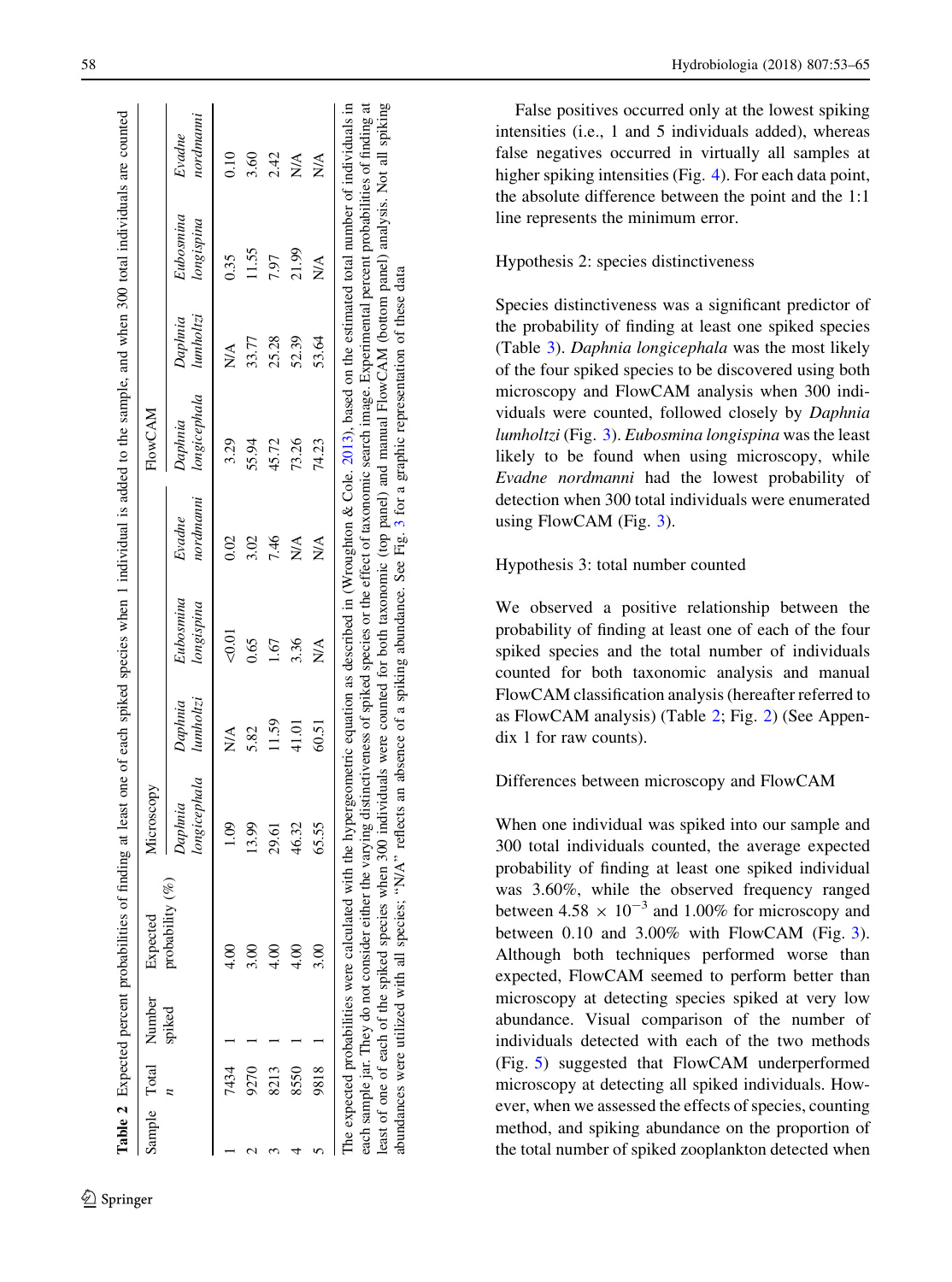**Table 2** Expected percent probabilities of finding at least one of each spiked species when 1 individual is added to the sample, and when 300 total individuals are counted

| Sample | Total *n* | Number spiked | Expected probability (%) | Microscopy | | | | FlowCAM | | | |
|---|---|---|---|---|---|---|---|---|---|---|---|
| | | | | *Daphnia longicephala* | *Daphnia lumholtzi* | *Eubosmina longispina* | *Evadne nordmanni* | *Daphnia longicephala* | *Daphnia lumholtzi* | *Eubosmina longispina* | *Evadne nordmanni* |
| 1 | 7434 | 1 | 4.00 | 1.09 | N/A | <0.01 | 0.02 | 3.29 | N/A | 0.35 | 0.10 |
| 2 | 9270 | 1 | 3.00 | 13.99 | 5.82 | 0.65 | 3.02 | 55.94 | 33.77 | 11.55 | 3.60 |
| 3 | 8213 | 1 | 4.00 | 29.61 | 11.59 | 1.67 | 7.46 | 45.72 | 25.28 | 7.97 | 2.42 |
| 4 | 8550 | 1 | 4.00 | 46.32 | 41.01 | 3.36 | N/A | 73.26 | 52.39 | 21.99 | N/A |
| 5 | 9818 | 1 | 3.00 | 65.55 | 60.51 | N/A | N/A | 74.23 | 53.64 | N/A | N/A |

The expected probabilities were calculated with the hypergeometric equation as described in (Wroughton & Cole, 2013), based on the estimated total number of individuals in each sample jar. They do not consider either the varying distinctiveness of spiked species or the effect of taxonomic search image. Experimental percent probabilities of finding at least of one of each of the spiked species when 300 individuals were counted for both taxonomic (top panel) and manual FlowCAM (bottom panel) analysis. Not all spiking abundances were utilized with all species; "N/A" reflects an absence of a spiking abundance. See Fig. 3 for a graphic representation of these data

False positives occurred only at the lowest spiking intensities (i.e., 1 and 5 individuals added), whereas false negatives occurred in virtually all samples at higher spiking intensities (Fig. 4). For each data point, the absolute difference between the point and the 1:1 line represents the minimum error.

Hypothesis 2: species distinctiveness

Species distinctiveness was a significant predictor of the probability of finding at least one spiked species (Table 3). *Daphnia longicephala* was the most likely of the four spiked species to be discovered using both microscopy and FlowCAM analysis when 300 individuals were counted, followed closely by *Daphnia lumholtzi* (Fig. 3). *Eubosmina longispina* was the least likely to be found when using microscopy, while *Evadne nordmanni* had the lowest probability of detection when 300 total individuals were enumerated using FlowCAM (Fig. 3).

Hypothesis 3: total number counted

We observed a positive relationship between the probability of finding at least one of each of the four spiked species and the total number of individuals counted for both taxonomic analysis and manual FlowCAM classification analysis (hereafter referred to as FlowCAM analysis) (Table 2; Fig. 2) (See Appendix 1 for raw counts).

Differences between microscopy and FlowCAM

When one individual was spiked into our sample and 300 total individuals counted, the average expected probability of finding at least one spiked individual was 3.60%, while the observed frequency ranged between $4.58 \times 10^{-3}$ and 1.00% for microscopy and between 0.10 and 3.00% with FlowCAM (Fig. 3). Although both techniques performed worse than expected, FlowCAM seemed to perform better than microscopy at detecting species spiked at very low abundance. Visual comparison of the number of individuals detected with each of the two methods (Fig. 5) suggested that FlowCAM underperformed microscopy at detecting all spiked individuals. However, when we assessed the effects of species, counting method, and spiking abundance on the proportion of the total number of spiked zooplankton detected when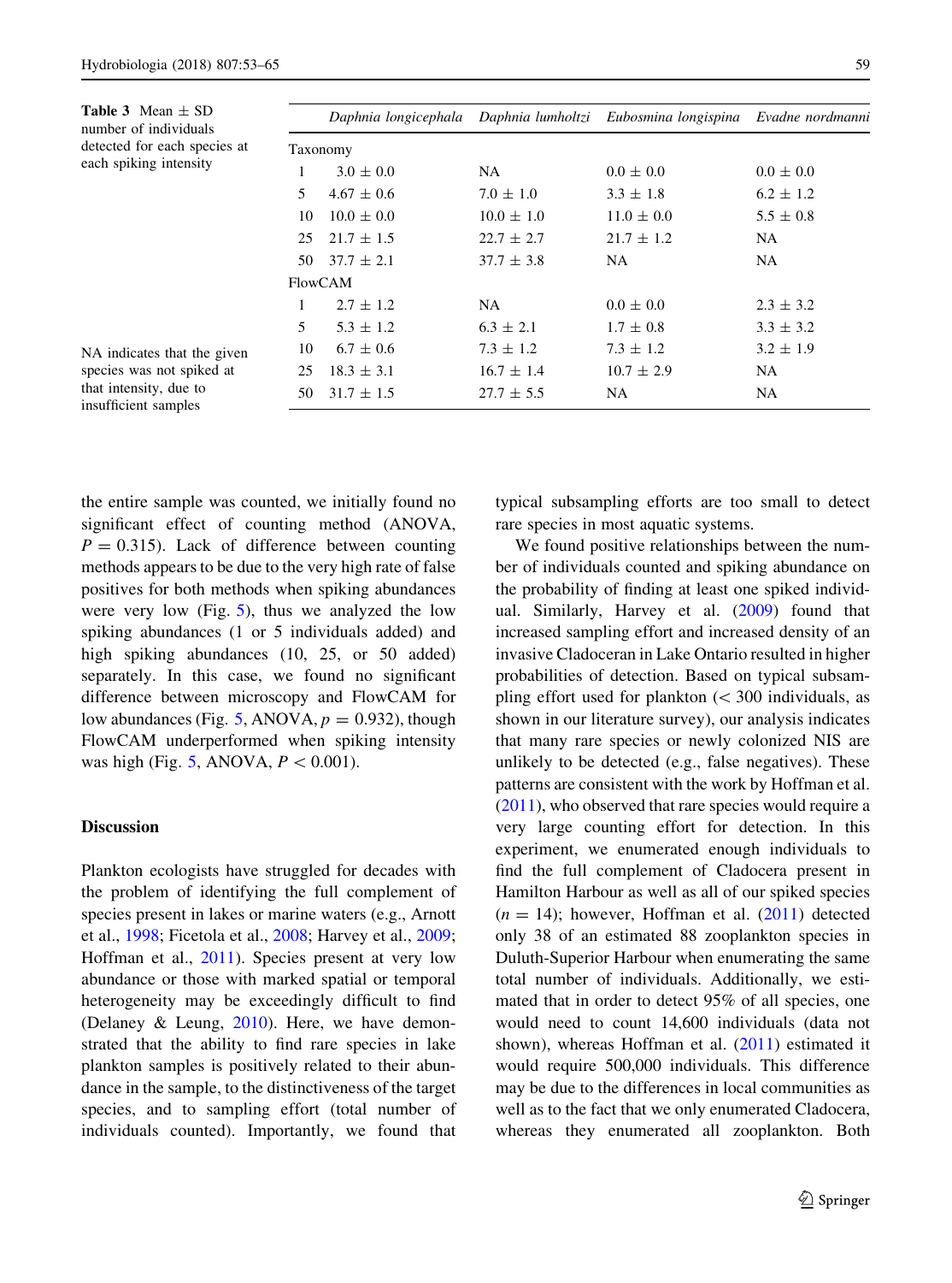**Table 3** Mean ± SD number of individuals detected for each species at each spiking intensity

| | *Daphnia longicephala* | *Daphnia lumholtzi* | *Eubosmina longispina* | *Evadne nordmanni* |
|---|---|---|---|---|
| Taxonomy | | | | |
| 1 | 3.0 ± 0.0 | NA | 0.0 ± 0.0 | 0.0 ± 0.0 |
| 5 | 4.67 ± 0.6 | 7.0 ± 1.0 | 3.3 ± 1.8 | 6.2 ± 1.2 |
| 10 | 10.0 ± 0.0 | 10.0 ± 1.0 | 11.0 ± 0.0 | 5.5 ± 0.8 |
| 25 | 21.7 ± 1.5 | 22.7 ± 2.7 | 21.7 ± 1.2 | NA |
| 50 | 37.7 ± 2.1 | 37.7 ± 3.8 | NA | NA |
| FlowCAM | | | | |
| 1 | 2.7 ± 1.2 | NA | 0.0 ± 0.0 | 2.3 ± 3.2 |
| 5 | 5.3 ± 1.2 | 6.3 ± 2.1 | 1.7 ± 0.8 | 3.3 ± 3.2 |
| 10 | 6.7 ± 0.6 | 7.3 ± 1.2 | 7.3 ± 1.2 | 3.2 ± 1.9 |
| 25 | 18.3 ± 3.1 | 16.7 ± 1.4 | 10.7 ± 2.9 | NA |
| 50 | 31.7 ± 1.5 | 27.7 ± 5.5 | NA | NA |

NA indicates that the given species was not spiked at that intensity, due to insufficient samples

the entire sample was counted, we initially found no significant effect of counting method (ANOVA, $P = 0.315$). Lack of difference between counting methods appears to be due to the very high rate of false positives for both methods when spiking abundances were very low (Fig. 5), thus we analyzed the low spiking abundances (1 or 5 individuals added) and high spiking abundances (10, 25, or 50 added) separately. In this case, we found no significant difference between microscopy and FlowCAM for low abundances (Fig. 5, ANOVA, $p = 0.932$), though FlowCAM underperformed when spiking intensity was high (Fig. 5, ANOVA, $P < 0.001$).

## Discussion

Plankton ecologists have struggled for decades with the problem of identifying the full complement of species present in lakes or marine waters (e.g., Arnott et al., 1998; Ficetola et al., 2008; Harvey et al., 2009; Hoffman et al., 2011). Species present at very low abundance or those with marked spatial or temporal heterogeneity may be exceedingly difficult to find (Delaney & Leung, 2010). Here, we have demonstrated that the ability to find rare species in lake plankton samples is positively related to their abundance in the sample, to the distinctiveness of the target species, and to sampling effort (total number of individuals counted). Importantly, we found that typical subsampling efforts are too small to detect rare species in most aquatic systems.

We found positive relationships between the number of individuals counted and spiking abundance on the probability of finding at least one spiked individual. Similarly, Harvey et al. (2009) found that increased sampling effort and increased density of an invasive Cladoceran in Lake Ontario resulted in higher probabilities of detection. Based on typical subsampling effort used for plankton (< 300 individuals, as shown in our literature survey), our analysis indicates that many rare species or newly colonized NIS are unlikely to be detected (e.g., false negatives). These patterns are consistent with the work by Hoffman et al. (2011), who observed that rare species would require a very large counting effort for detection. In this experiment, we enumerated enough individuals to find the full complement of Cladocera present in Hamilton Harbour as well as all of our spiked species ($n = 14$); however, Hoffman et al. (2011) detected only 38 of an estimated 88 zooplankton species in Duluth-Superior Harbour when enumerating the same total number of individuals. Additionally, we estimated that in order to detect 95% of all species, one would need to count 14,600 individuals (data not shown), whereas Hoffman et al. (2011) estimated it would require 500,000 individuals. This difference may be due to the differences in local communities as well as to the fact that we only enumerated Cladocera, whereas they enumerated all zooplankton. Both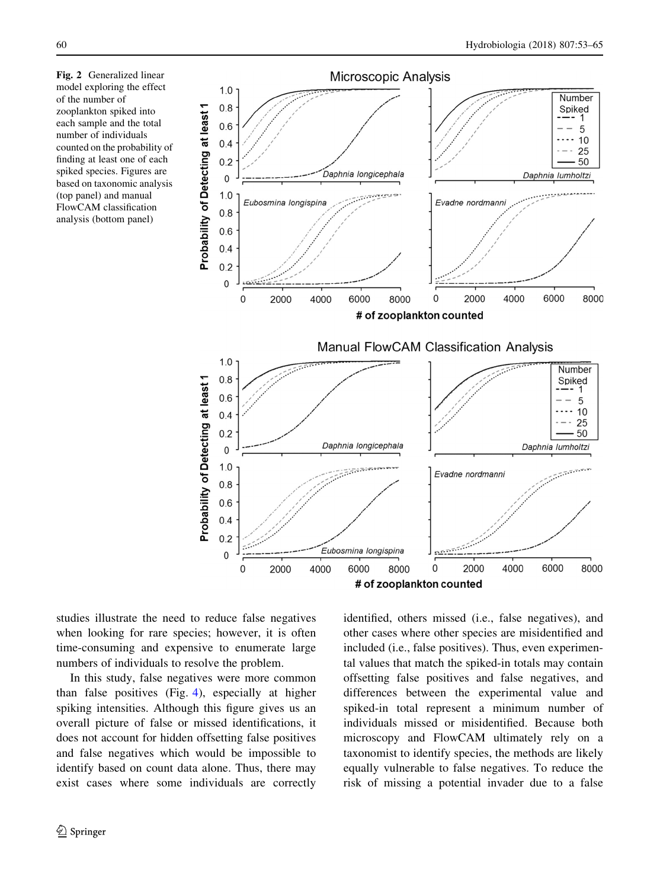**Fig. 2** Generalized linear model exploring the effect of the number of zooplankton spiked into each sample and the total number of individuals counted on the probability of finding at least one of each spiked species. Figures are based on taxonomic analysis (top panel) and manual FlowCAM classification analysis (bottom panel)

studies illustrate the need to reduce false negatives when looking for rare species; however, it is often time-consuming and expensive to enumerate large numbers of individuals to resolve the problem.

In this study, false negatives were more common than false positives (Fig. 4), especially at higher spiking intensities. Although this figure gives us an overall picture of false or missed identifications, it does not account for hidden offsetting false positives and false negatives which would be impossible to identify based on count data alone. Thus, there may exist cases where some individuals are correctly identified, others missed (i.e., false negatives), and other cases where other species are misidentified and included (i.e., false positives). Thus, even experimental values that match the spiked-in totals may contain offsetting false positives and false negatives, and differences between the experimental value and spiked-in total represent a minimum number of individuals missed or misidentified. Because both microscopy and FlowCAM ultimately rely on a taxonomist to identify species, the methods are likely equally vulnerable to false negatives. To reduce the risk of missing a potential invader due to a false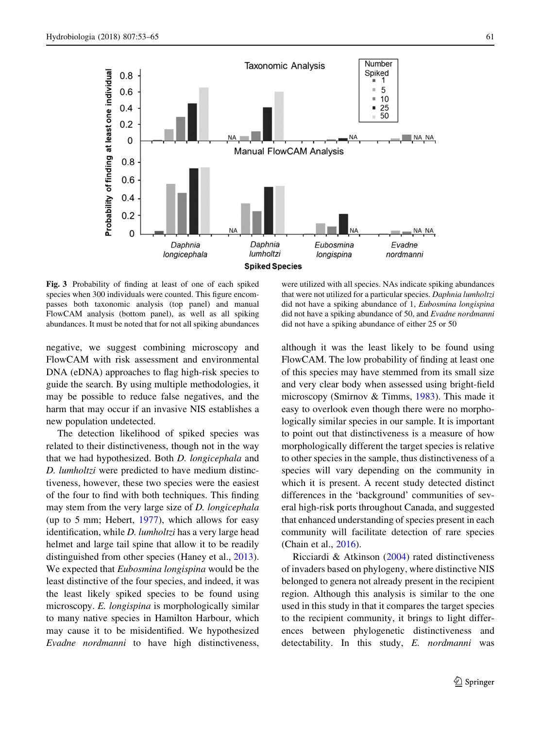Taxonomic Analysis

Number Spiked
1
5
10
25
50

Probability of finding at least one individual

0.8
0.6
0.4
0.2
0

NA NA NA NA

Manual FlowCAM Analysis

0.8
0.6
0.4
0.2
0

NA NA NA NA

Daphnia longicephala
Daphnia lumholtzi
Eubosmina longispina
Evadne nordmanni

Spiked Species

**Fig. 3** Probability of finding at least of one of each spiked species when 300 individuals were counted. This figure encompasses both taxonomic analysis (top panel) and manual FlowCAM analysis (bottom panel), as well as all spiking abundances. It must be noted that for not all spiking abundances were utilized with all species. NAs indicate spiking abundances that were not utilized for a particular species. *Daphnia lumholtzi* did not have a spiking abundance of 1, *Eubosmina longispina* did not have a spiking abundance of 50, and *Evadne nordmanni* did not have a spiking abundance of either 25 or 50

negative, we suggest combining microscopy and FlowCAM with risk assessment and environmental DNA (eDNA) approaches to flag high-risk species to guide the search. By using multiple methodologies, it may be possible to reduce false negatives, and the harm that may occur if an invasive NIS establishes a new population undetected.

The detection likelihood of spiked species was related to their distinctiveness, though not in the way that we had hypothesized. Both *D. longicephala* and *D. lumholtzi* were predicted to have medium distinctiveness, however, these two species were the easiest of the four to find with both techniques. This finding may stem from the very large size of *D. longicephala* (up to 5 mm; Hebert, 1977), which allows for easy identification, while *D. lumholtzi* has a very large head helmet and large tail spine that allow it to be readily distinguished from other species (Haney et al., 2013). We expected that *Eubosmina longispina* would be the least distinctive of the four species, and indeed, it was the least likely spiked species to be found using microscopy. *E. longispina* is morphologically similar to many native species in Hamilton Harbour, which may cause it to be misidentified. We hypothesized *Evadne nordmanni* to have high distinctiveness, although it was the least likely to be found using FlowCAM. The low probability of finding at least one of this species may have stemmed from its small size and very clear body when assessed using bright-field microscopy (Smirnov & Timms, 1983). This made it easy to overlook even though there were no morphologically similar species in our sample. It is important to point out that distinctiveness is a measure of how morphologically different the target species is relative to other species in the sample, thus distinctiveness of a species will vary depending on the community in which it is present. A recent study detected distinct differences in the 'background' communities of several high-risk ports throughout Canada, and suggested that enhanced understanding of species present in each community will facilitate detection of rare species (Chain et al., 2016).

Ricciardi & Atkinson (2004) rated distinctiveness of invaders based on phylogeny, where distinctive NIS belonged to genera not already present in the recipient region. Although this analysis is similar to the one used in this study in that it compares the target species to the recipient community, it brings to light differences between phylogenetic distinctiveness and detectability. In this study, *E. nordmanni* was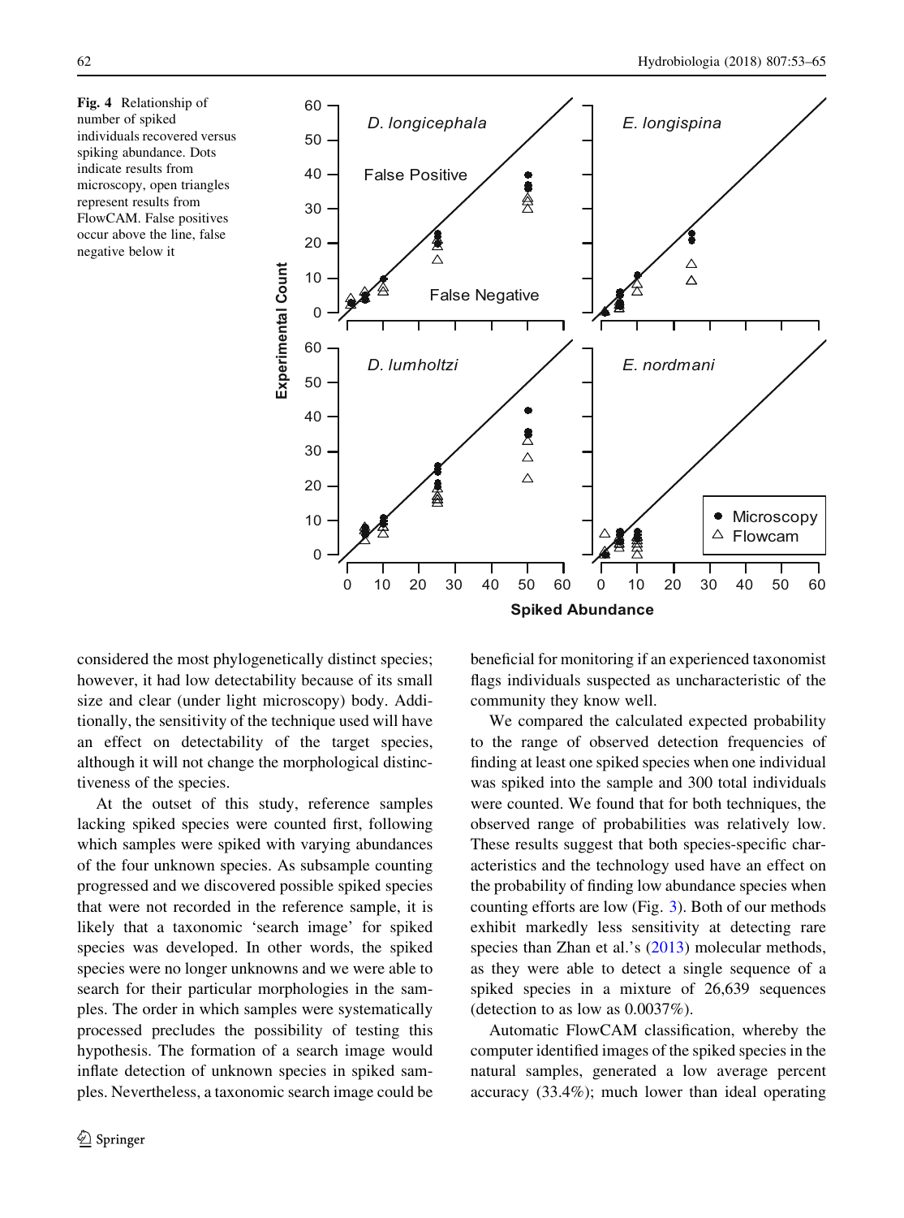Fig. 4 Relationship of number of spiked individuals recovered versus spiking abundance. Dots indicate results from microscopy, open triangles represent results from FlowCAM. False positives occur above the line, false negative below it

considered the most phylogenetically distinct species; however, it had low detectability because of its small size and clear (under light microscopy) body. Additionally, the sensitivity of the technique used will have an effect on detectability of the target species, although it will not change the morphological distinctiveness of the species.

At the outset of this study, reference samples lacking spiked species were counted first, following which samples were spiked with varying abundances of the four unknown species. As subsample counting progressed and we discovered possible spiked species that were not recorded in the reference sample, it is likely that a taxonomic 'search image' for spiked species was developed. In other words, the spiked species were no longer unknowns and we were able to search for their particular morphologies in the samples. The order in which samples were systematically processed precludes the possibility of testing this hypothesis. The formation of a search image would inflate detection of unknown species in spiked samples. Nevertheless, a taxonomic search image could be beneficial for monitoring if an experienced taxonomist flags individuals suspected as uncharacteristic of the community they know well.

We compared the calculated expected probability to the range of observed detection frequencies of finding at least one spiked species when one individual was spiked into the sample and 300 total individuals were counted. We found that for both techniques, the observed range of probabilities was relatively low. These results suggest that both species-specific characteristics and the technology used have an effect on the probability of finding low abundance species when counting efforts are low (Fig. 3). Both of our methods exhibit markedly less sensitivity at detecting rare species than Zhan et al.'s (2013) molecular methods, as they were able to detect a single sequence of a spiked species in a mixture of 26,639 sequences (detection to as low as 0.0037%).

Automatic FlowCAM classification, whereby the computer identified images of the spiked species in the natural samples, generated a low average percent accuracy (33.4%); much lower than ideal operating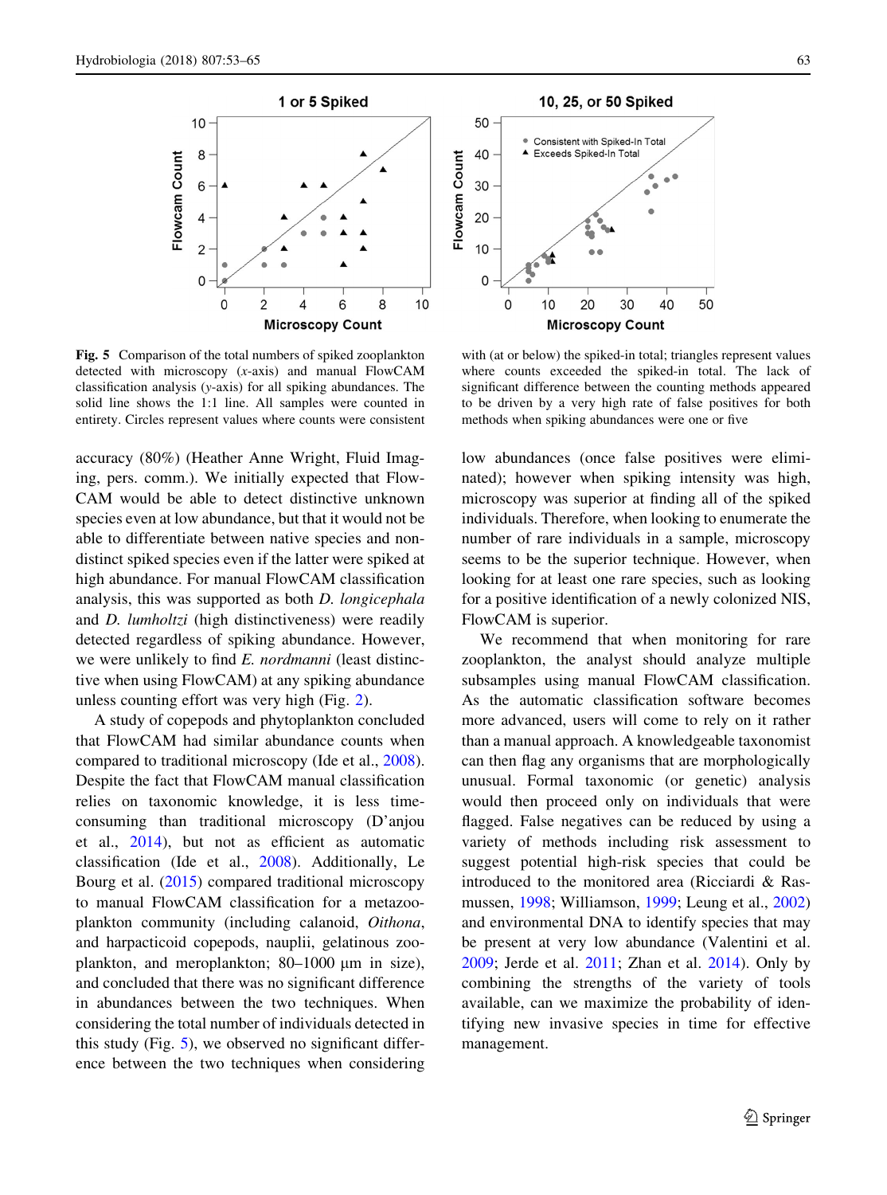**Fig. 5** Comparison of the total numbers of spiked zooplankton detected with microscopy (*x*-axis) and manual FlowCAM classification analysis (*y*-axis) for all spiking abundances. The solid line shows the 1:1 line. All samples were counted in entirety. Circles represent values where counts were consistent with (at or below) the spiked-in total; triangles represent values where counts exceeded the spiked-in total. The lack of significant difference between the counting methods appeared to be driven by a very high rate of false positives for both methods when spiking abundances were one or five

accuracy (80%) (Heather Anne Wright, Fluid Imaging, pers. comm.). We initially expected that FlowCAM would be able to detect distinctive unknown species even at low abundance, but that it would not be able to differentiate between native species and non-distinct spiked species even if the latter were spiked at high abundance. For manual FlowCAM classification analysis, this was supported as both *D. longicephala* and *D. lumholtzi* (high distinctiveness) were readily detected regardless of spiking abundance. However, we were unlikely to find *E. nordmanni* (least distinctive when using FlowCAM) at any spiking abundance unless counting effort was very high (Fig. 2).

A study of copepods and phytoplankton concluded that FlowCAM had similar abundance counts when compared to traditional microscopy (Ide et al., 2008). Despite the fact that FlowCAM manual classification relies on taxonomic knowledge, it is less time-consuming than traditional microscopy (D'anjou et al., 2014), but not as efficient as automatic classification (Ide et al., 2008). Additionally, Le Bourg et al. (2015) compared traditional microscopy to manual FlowCAM classification for a metazooplankton community (including calanoid, *Oithona*, and harpacticoid copepods, nauplii, gelatinous zooplankton, and meroplankton; 80–1000 µm in size), and concluded that there was no significant difference in abundances between the two techniques. When considering the total number of individuals detected in this study (Fig. 5), we observed no significant difference between the two techniques when considering low abundances (once false positives were eliminated); however when spiking intensity was high, microscopy was superior at finding all of the spiked individuals. Therefore, when looking to enumerate the number of rare individuals in a sample, microscopy seems to be the superior technique. However, when looking for at least one rare species, such as looking for a positive identification of a newly colonized NIS, FlowCAM is superior.

We recommend that when monitoring for rare zooplankton, the analyst should analyze multiple subsamples using manual FlowCAM classification. As the automatic classification software becomes more advanced, users will come to rely on it rather than a manual approach. A knowledgeable taxonomist can then flag any organisms that are morphologically unusual. Formal taxonomic (or genetic) analysis would then proceed only on individuals that were flagged. False negatives can be reduced by using a variety of methods including risk assessment to suggest potential high-risk species that could be introduced to the monitored area (Ricciardi & Rasmussen, 1998; Williamson, 1999; Leung et al., 2002) and environmental DNA to identify species that may be present at very low abundance (Valentini et al. 2009; Jerde et al. 2011; Zhan et al. 2014). Only by combining the strengths of the variety of tools available, can we maximize the probability of identifying new invasive species in time for effective management.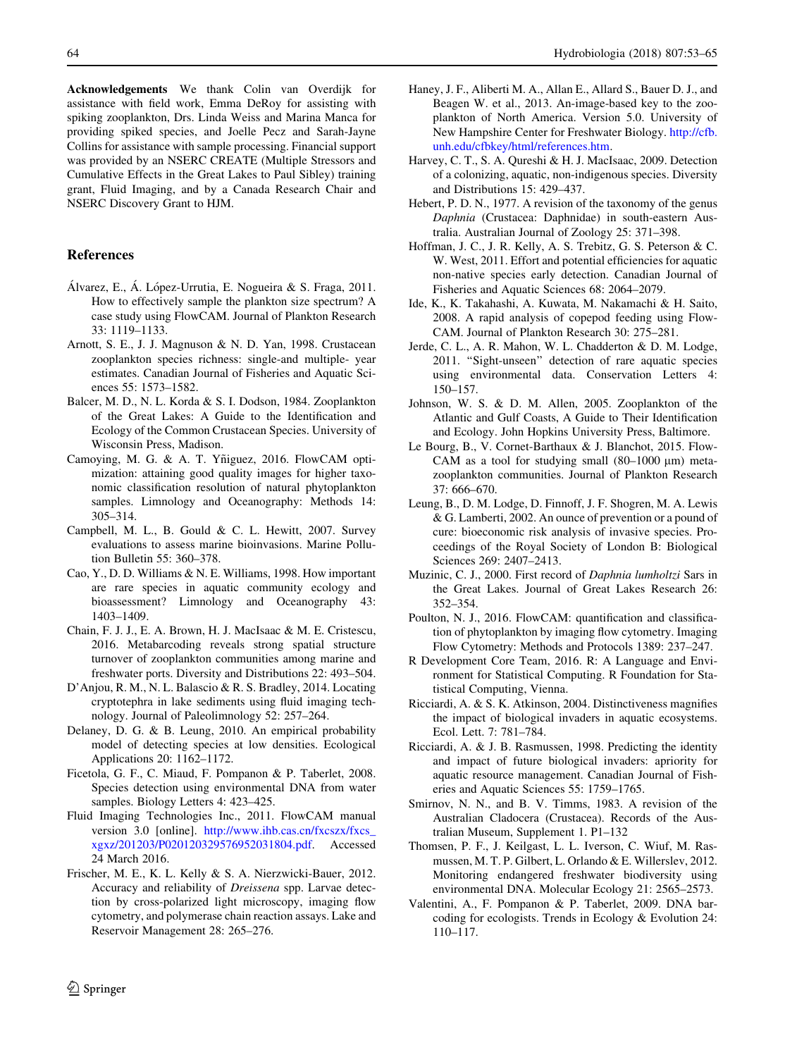**Acknowledgements** We thank Colin van Overdijk for assistance with field work, Emma DeRoy for assisting with spiking zooplankton, Drs. Linda Weiss and Marina Manca for providing spiked species, and Joelle Pecz and Sarah-Jayne Collins for assistance with sample processing. Financial support was provided by an NSERC CREATE (Multiple Stressors and Cumulative Effects in the Great Lakes to Paul Sibley) training grant, Fluid Imaging, and by a Canada Research Chair and NSERC Discovery Grant to HJM.

## References

Álvarez, E., Á. López-Urrutia, E. Nogueira & S. Fraga, 2011. How to effectively sample the plankton size spectrum? A case study using FlowCAM. Journal of Plankton Research 33: 1119–1133.

Arnott, S. E., J. J. Magnuson & N. D. Yan, 1998. Crustacean zooplankton species richness: single-and multiple- year estimates. Canadian Journal of Fisheries and Aquatic Sciences 55: 1573–1582.

Balcer, M. D., N. L. Korda & S. I. Dodson, 1984. Zooplankton of the Great Lakes: A Guide to the Identification and Ecology of the Common Crustacean Species. University of Wisconsin Press, Madison.

Camoying, M. G. & A. T. Yñiguez, 2016. FlowCAM optimization: attaining good quality images for higher taxonomic classification resolution of natural phytoplankton samples. Limnology and Oceanography: Methods 14: 305–314.

Campbell, M. L., B. Gould & C. L. Hewitt, 2007. Survey evaluations to assess marine bioinvasions. Marine Pollution Bulletin 55: 360–378.

Cao, Y., D. D. Williams & N. E. Williams, 1998. How important are rare species in aquatic community ecology and bioassessment? Limnology and Oceanography 43: 1403–1409.

Chain, F. J. J., E. A. Brown, H. J. MacIsaac & M. E. Cristescu, 2016. Metabarcoding reveals strong spatial structure turnover of zooplankton communities among marine and freshwater ports. Diversity and Distributions 22: 493–504.

D'Anjou, R. M., N. L. Balascio & R. S. Bradley, 2014. Locating cryptotephra in lake sediments using fluid imaging technology. Journal of Paleolimnology 52: 257–264.

Delaney, D. G. & B. Leung, 2010. An empirical probability model of detecting species at low densities. Ecological Applications 20: 1162–1172.

Ficetola, G. F., C. Miaud, F. Pompanon & P. Taberlet, 2008. Species detection using environmental DNA from water samples. Biology Letters 4: 423–425.

Fluid Imaging Technologies Inc., 2011. FlowCAM manual version 3.0 [online]. http://www.ihb.cas.cn/fxcszx/fxcs_xgxz/201203/P020120329576952031804.pdf. Accessed 24 March 2016.

Frischer, M. E., K. L. Kelly & S. A. Nierzwicki-Bauer, 2012. Accuracy and reliability of *Dreissena* spp. Larvae detection by cross-polarized light microscopy, imaging flow cytometry, and polymerase chain reaction assays. Lake and Reservoir Management 28: 265–276.

Haney, J. F., Aliberti M. A., Allan E., Allard S., Bauer D. J., and Beagen W. et al., 2013. An-image-based key to the zooplankton of North America. Version 5.0. University of New Hampshire Center for Freshwater Biology. http://cfb.unh.edu/cfbkey/html/references.htm.

Harvey, C. T., S. A. Qureshi & H. J. MacIsaac, 2009. Detection of a colonizing, aquatic, non-indigenous species. Diversity and Distributions 15: 429–437.

Hebert, P. D. N., 1977. A revision of the taxonomy of the genus *Daphnia* (Crustacea: Daphnidae) in south-eastern Australia. Australian Journal of Zoology 25: 371–398.

Hoffman, J. C., J. R. Kelly, A. S. Trebitz, G. S. Peterson & C. W. West, 2011. Effort and potential efficiencies for aquatic non-native species early detection. Canadian Journal of Fisheries and Aquatic Sciences 68: 2064–2079.

Ide, K., K. Takahashi, A. Kuwata, M. Nakamachi & H. Saito, 2008. A rapid analysis of copepod feeding using FlowCAM. Journal of Plankton Research 30: 275–281.

Jerde, C. L., A. R. Mahon, W. L. Chadderton & D. M. Lodge, 2011. "Sight-unseen" detection of rare aquatic species using environmental data. Conservation Letters 4: 150–157.

Johnson, W. S. & D. M. Allen, 2005. Zooplankton of the Atlantic and Gulf Coasts, A Guide to Their Identification and Ecology. John Hopkins University Press, Baltimore.

Le Bourg, B., V. Cornet-Barthaux & J. Blanchot, 2015. FlowCAM as a tool for studying small (80–1000 µm) metazooplankton communities. Journal of Plankton Research 37: 666–670.

Leung, B., D. M. Lodge, D. Finnoff, J. F. Shogren, M. A. Lewis & G. Lamberti, 2002. An ounce of prevention or a pound of cure: bioeconomic risk analysis of invasive species. Proceedings of the Royal Society of London B: Biological Sciences 269: 2407–2413.

Muzinic, C. J., 2000. First record of *Daphnia lumholtzi* Sars in the Great Lakes. Journal of Great Lakes Research 26: 352–354.

Poulton, N. J., 2016. FlowCAM: quantification and classification of phytoplankton by imaging flow cytometry. Imaging Flow Cytometry: Methods and Protocols 1389: 237–247.

R Development Core Team, 2016. R: A Language and Environment for Statistical Computing. R Foundation for Statistical Computing, Vienna.

Ricciardi, A. & S. K. Atkinson, 2004. Distinctiveness magnifies the impact of biological invaders in aquatic ecosystems. Ecol. Lett. 7: 781–784.

Ricciardi, A. & J. B. Rasmussen, 1998. Predicting the identity and impact of future biological invaders: apriority for aquatic resource management. Canadian Journal of Fisheries and Aquatic Sciences 55: 1759–1765.

Smirnov, N. N., and B. V. Timms, 1983. A revision of the Australian Cladocera (Crustacea). Records of the Australian Museum, Supplement 1. P1–132

Thomsen, P. F., J. Keilgast, L. L. Iverson, C. Wiuf, M. Rasmussen, M. T. P. Gilbert, L. Orlando & E. Willerslev, 2012. Monitoring endangered freshwater biodiversity using environmental DNA. Molecular Ecology 21: 2565–2573.

Valentini, A., F. Pompanon & P. Taberlet, 2009. DNA barcoding for ecologists. Trends in Ecology & Evolution 24: 110–117.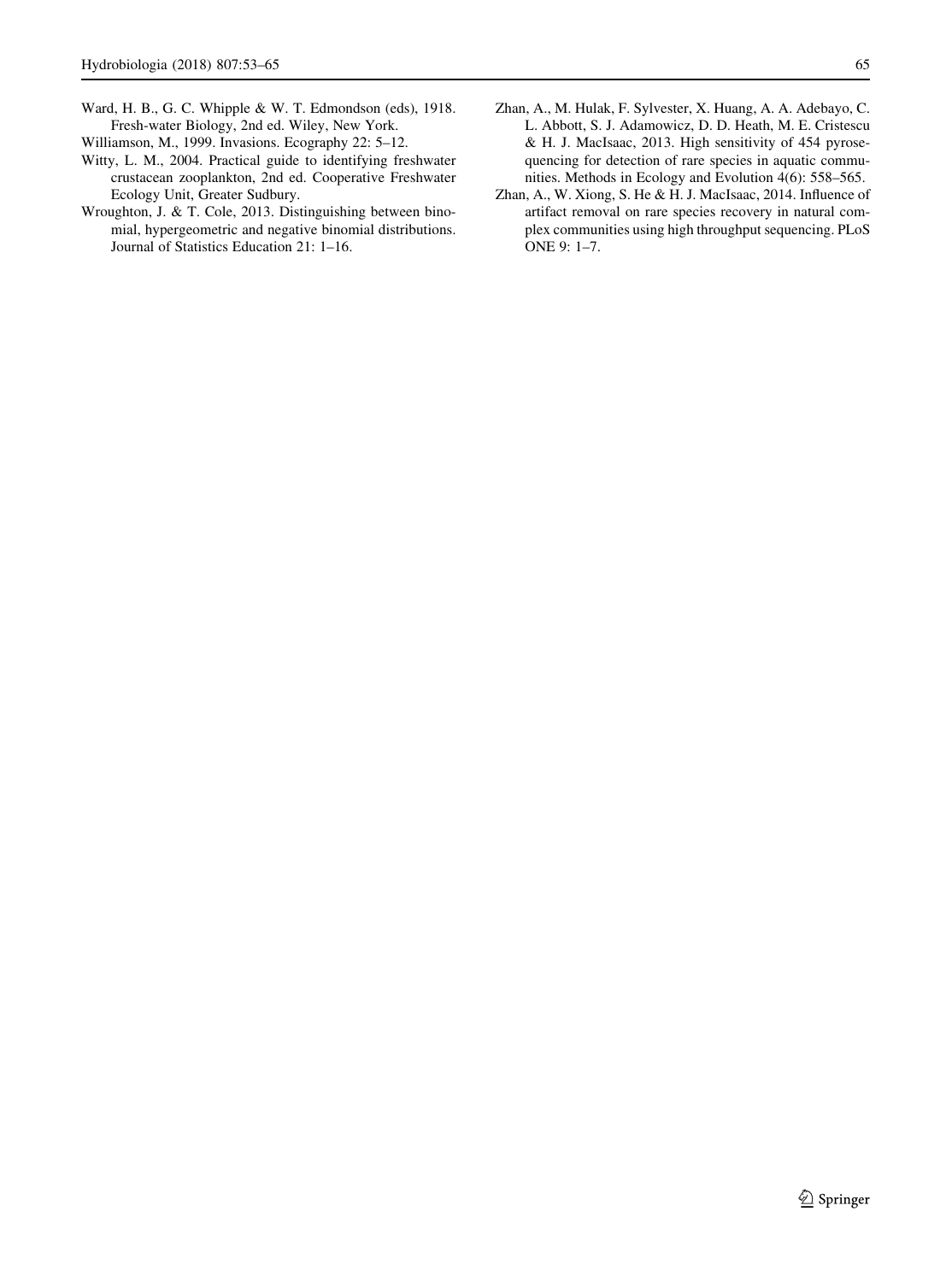Ward, H. B., G. C. Whipple & W. T. Edmondson (eds), 1918. Fresh-water Biology, 2nd ed. Wiley, New York.

Williamson, M., 1999. Invasions. Ecography 22: 5–12.

Witty, L. M., 2004. Practical guide to identifying freshwater crustacean zooplankton, 2nd ed. Cooperative Freshwater Ecology Unit, Greater Sudbury.

Wroughton, J. & T. Cole, 2013. Distinguishing between binomial, hypergeometric and negative binomial distributions. Journal of Statistics Education 21: 1–16.

Zhan, A., M. Hulak, F. Sylvester, X. Huang, A. A. Adebayo, C. L. Abbott, S. J. Adamowicz, D. D. Heath, M. E. Cristescu & H. J. MacIsaac, 2013. High sensitivity of 454 pyrosequencing for detection of rare species in aquatic communities. Methods in Ecology and Evolution 4(6): 558–565.

Zhan, A., W. Xiong, S. He & H. J. MacIsaac, 2014. Influence of artifact removal on rare species recovery in natural complex communities using high throughput sequencing. PLoS ONE 9: 1–7.